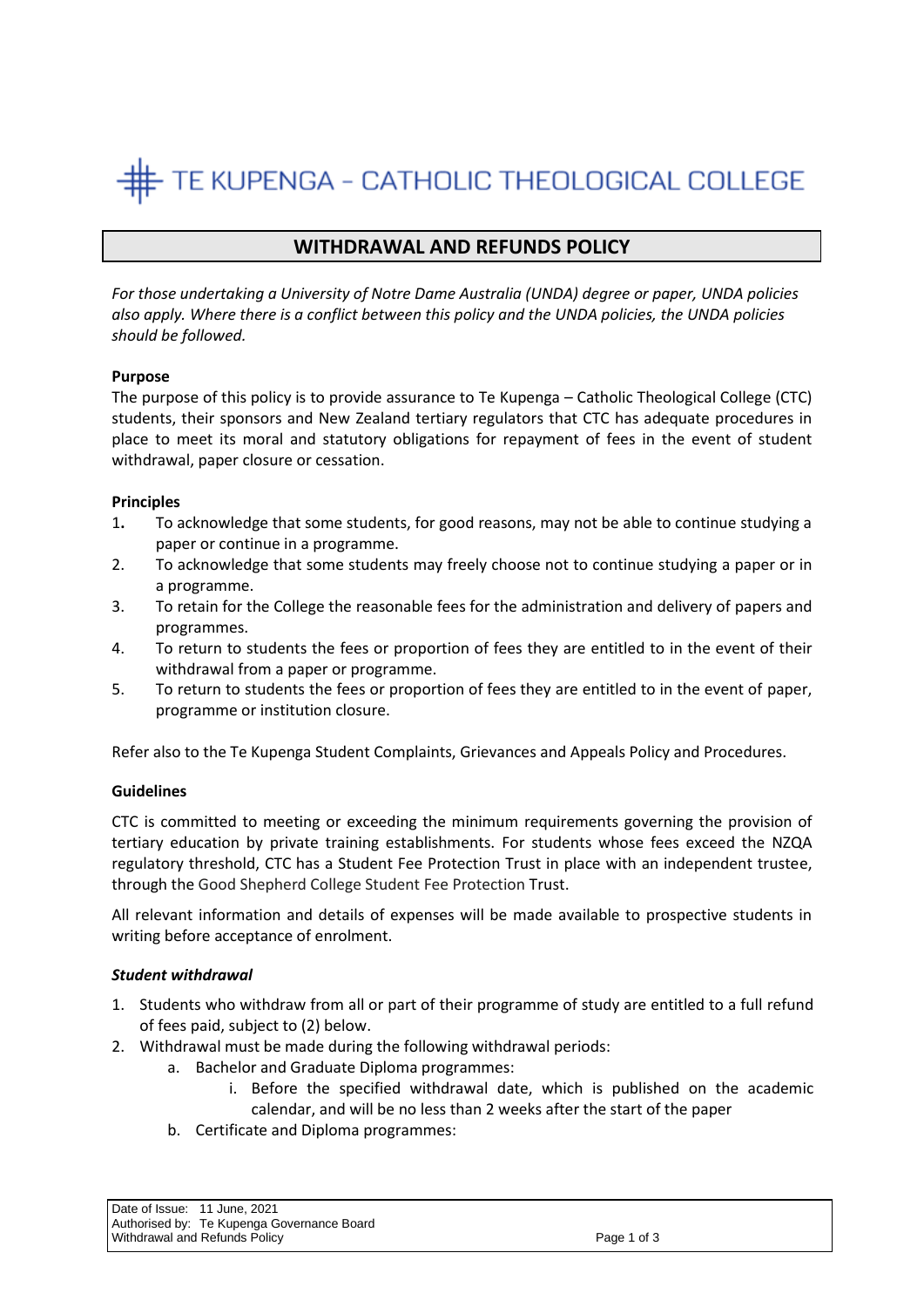# TE KUPENGA – CATHOLIC THEOLOGICAL COLLEGE

## WITHDRAWAL AND REFUNDS POLICY

*For those undertaking a University of Notre Dame Australia (UNDA) degree or paper, UNDA policies also apply. Where there is a conflict between this policy and the UNDA policies, the UNDA policies should be followed.*

**Purpose**

The purpose of this policy is to provide assurance to Te Kupenga – Catholic Theological College (CTC) students, their sponsors and New Zealand tertiary regulators that CTC has adequate procedures in place to meet its moral and statutory obligations for repayment of fees in the event of student withdrawal, paper closure or cessation.

**Principles**

1. To acknowledge that some students, for good reasons, may not be able to continue studying a paper or continue in a programme.
2. To acknowledge that some students may freely choose not to continue studying a paper or in a programme.
3. To retain for the College the reasonable fees for the administration and delivery of papers and programmes.
4. To return to students the fees or proportion of fees they are entitled to in the event of their withdrawal from a paper or programme.
5. To return to students the fees or proportion of fees they are entitled to in the event of paper, programme or institution closure.

Refer also to the Te Kupenga Student Complaints, Grievances and Appeals Policy and Procedures.

**Guidelines**

CTC is committed to meeting or exceeding the minimum requirements governing the provision of tertiary education by private training establishments. For students whose fees exceed the NZQA regulatory threshold, CTC has a Student Fee Protection Trust in place with an independent trustee, through the Good Shepherd College Student Fee Protection Trust.

All relevant information and details of expenses will be made available to prospective students in writing before acceptance of enrolment.

***Student withdrawal***

1. Students who withdraw from all or part of their programme of study are entitled to a full refund of fees paid, subject to (2) below.
2. Withdrawal must be made during the following withdrawal periods:
   a. Bachelor and Graduate Diploma programmes:
      i. Before the specified withdrawal date, which is published on the academic calendar, and will be no less than 2 weeks after the start of the paper
   b. Certificate and Diploma programmes: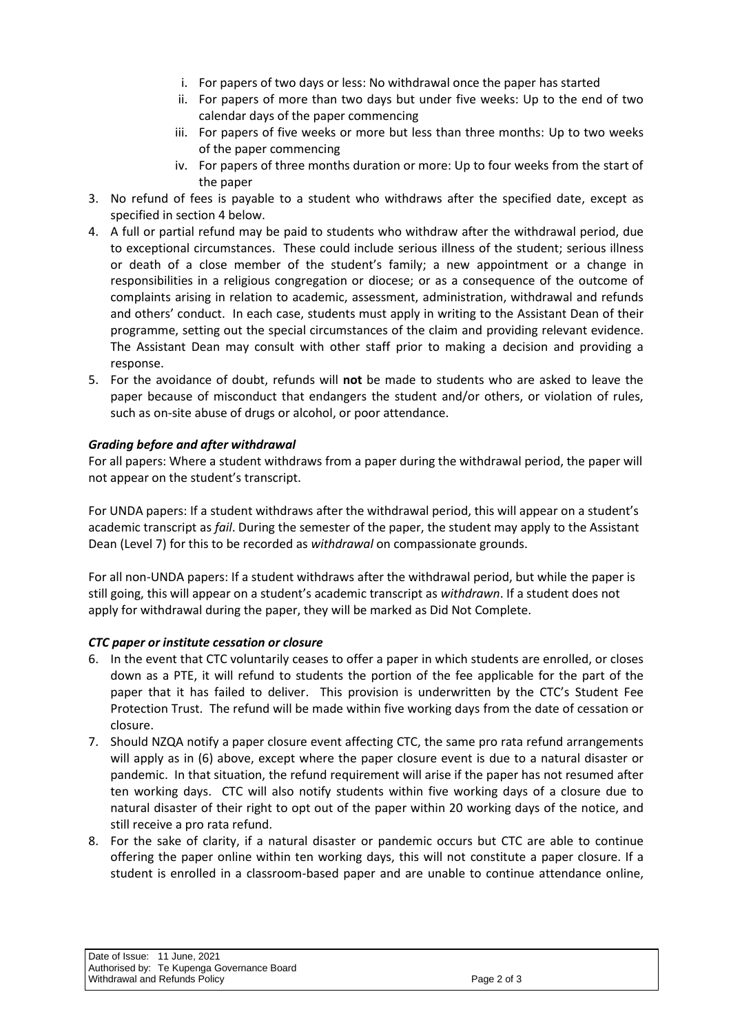i. For papers of two days or less: No withdrawal once the paper has started
ii. For papers of more than two days but under five weeks: Up to the end of two calendar days of the paper commencing
iii. For papers of five weeks or more but less than three months: Up to two weeks of the paper commencing
iv. For papers of three months duration or more: Up to four weeks from the start of the paper

3. No refund of fees is payable to a student who withdraws after the specified date, except as specified in section 4 below.
4. A full or partial refund may be paid to students who withdraw after the withdrawal period, due to exceptional circumstances. These could include serious illness of the student; serious illness or death of a close member of the student's family; a new appointment or a change in responsibilities in a religious congregation or diocese; or as a consequence of the outcome of complaints arising in relation to academic, assessment, administration, withdrawal and refunds and others' conduct. In each case, students must apply in writing to the Assistant Dean of their programme, setting out the special circumstances of the claim and providing relevant evidence. The Assistant Dean may consult with other staff prior to making a decision and providing a response.
5. For the avoidance of doubt, refunds will **not** be made to students who are asked to leave the paper because of misconduct that endangers the student and/or others, or violation of rules, such as on-site abuse of drugs or alcohol, or poor attendance.

***Grading before and after withdrawal***

For all papers: Where a student withdraws from a paper during the withdrawal period, the paper will not appear on the student's transcript.

For UNDA papers: If a student withdraws after the withdrawal period, this will appear on a student's academic transcript as *fail*. During the semester of the paper, the student may apply to the Assistant Dean (Level 7) for this to be recorded as *withdrawal* on compassionate grounds.

For all non-UNDA papers: If a student withdraws after the withdrawal period, but while the paper is still going, this will appear on a student's academic transcript as *withdrawn*. If a student does not apply for withdrawal during the paper, they will be marked as Did Not Complete.

***CTC paper or institute cessation or closure***

6. In the event that CTC voluntarily ceases to offer a paper in which students are enrolled, or closes down as a PTE, it will refund to students the portion of the fee applicable for the part of the paper that it has failed to deliver. This provision is underwritten by the CTC's Student Fee Protection Trust. The refund will be made within five working days from the date of cessation or closure.
7. Should NZQA notify a paper closure event affecting CTC, the same pro rata refund arrangements will apply as in (6) above, except where the paper closure event is due to a natural disaster or pandemic. In that situation, the refund requirement will arise if the paper has not resumed after ten working days. CTC will also notify students within five working days of a closure due to natural disaster of their right to opt out of the paper within 20 working days of the notice, and still receive a pro rata refund.
8. For the sake of clarity, if a natural disaster or pandemic occurs but CTC are able to continue offering the paper online within ten working days, this will not constitute a paper closure. If a student is enrolled in a classroom-based paper and are unable to continue attendance online,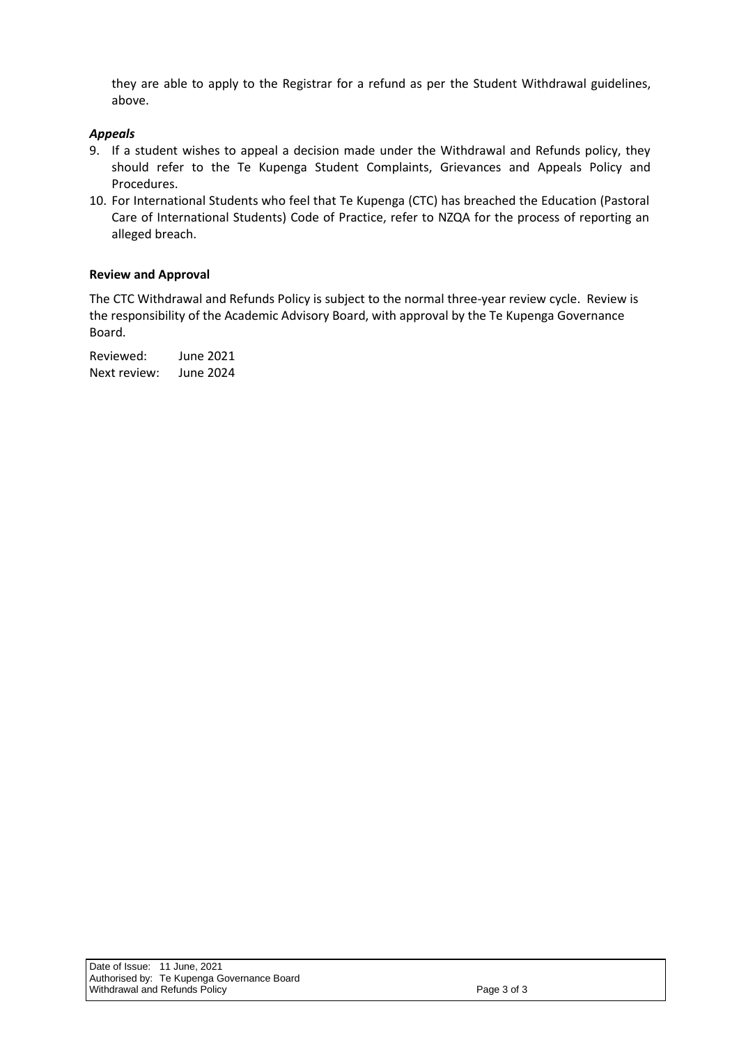they are able to apply to the Registrar for a refund as per the Student Withdrawal guidelines, above.

***Appeals***

9. If a student wishes to appeal a decision made under the Withdrawal and Refunds policy, they should refer to the Te Kupenga Student Complaints, Grievances and Appeals Policy and Procedures.
10. For International Students who feel that Te Kupenga (CTC) has breached the Education (Pastoral Care of International Students) Code of Practice, refer to NZQA for the process of reporting an alleged breach.

**Review and Approval**

The CTC Withdrawal and Refunds Policy is subject to the normal three-year review cycle. Review is the responsibility of the Academic Advisory Board, with approval by the Te Kupenga Governance Board.

Reviewed: June 2021
Next review: June 2024

Date of Issue: 11 June, 2021
Authorised by: Te Kupenga Governance Board
Withdrawal and Refunds Policy